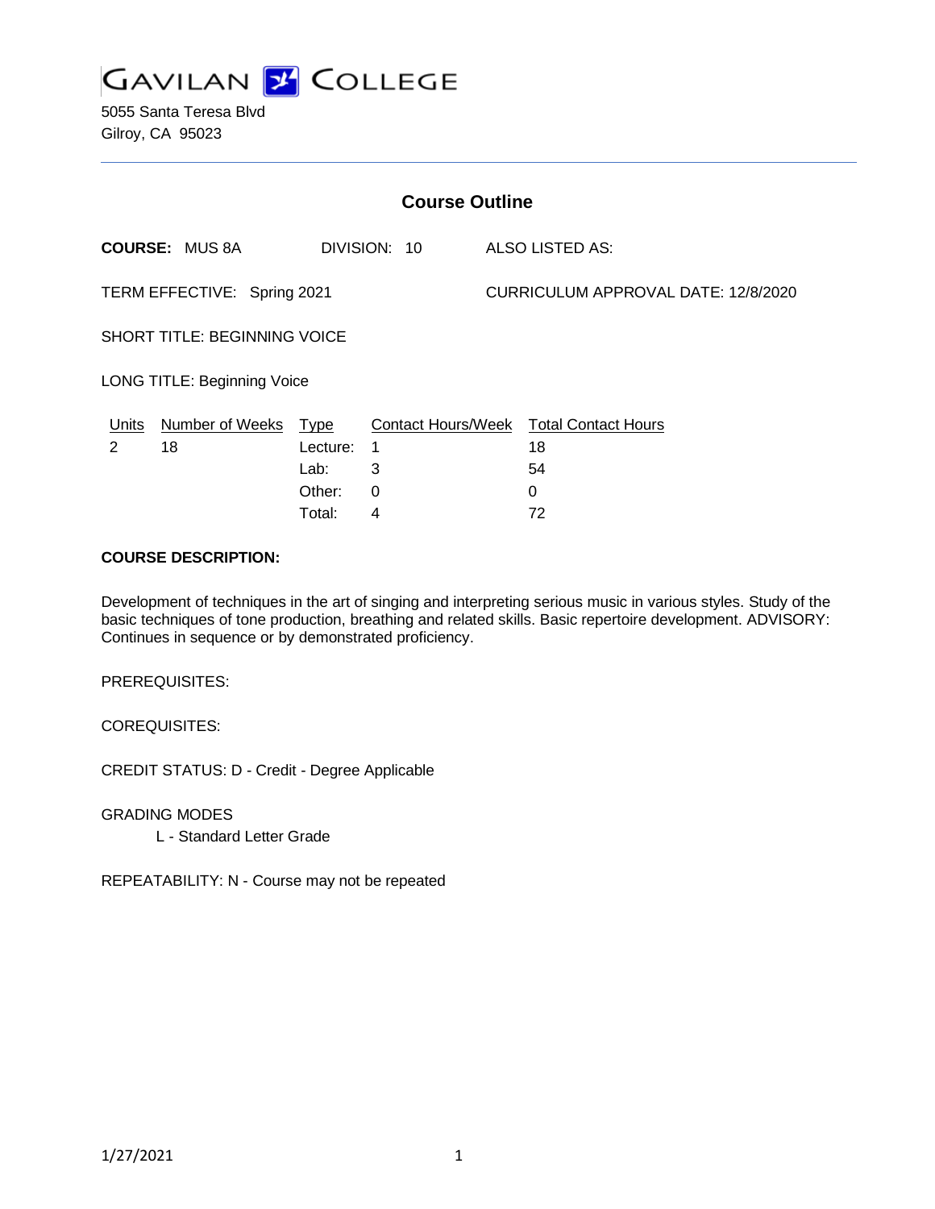# GAVILAN COLLEGE

5055 Santa Teresa Blvd
Gilroy, CA 95023

## Course Outline

**COURSE:** MUS 8A DIVISION: 10 ALSO LISTED AS:

TERM EFFECTIVE: Spring 2021 CURRICULUM APPROVAL DATE: 12/8/2020

SHORT TITLE: BEGINNING VOICE

LONG TITLE: Beginning Voice

| Units | Number of Weeks | Type | Contact Hours/Week | Total Contact Hours |
|---|---|---|---|---|
| 2 | 18 | Lecture: | 1 | 18 |
| | | Lab: | 3 | 54 |
| | | Other: | 0 | 0 |
| | | Total: | 4 | 72 |

**COURSE DESCRIPTION:**

Development of techniques in the art of singing and interpreting serious music in various styles. Study of the basic techniques of tone production, breathing and related skills. Basic repertoire development. ADVISORY: Continues in sequence or by demonstrated proficiency.

PREREQUISITES:

COREQUISITES:

CREDIT STATUS: D - Credit - Degree Applicable

GRADING MODES
L - Standard Letter Grade

REPEATABILITY: N - Course may not be repeated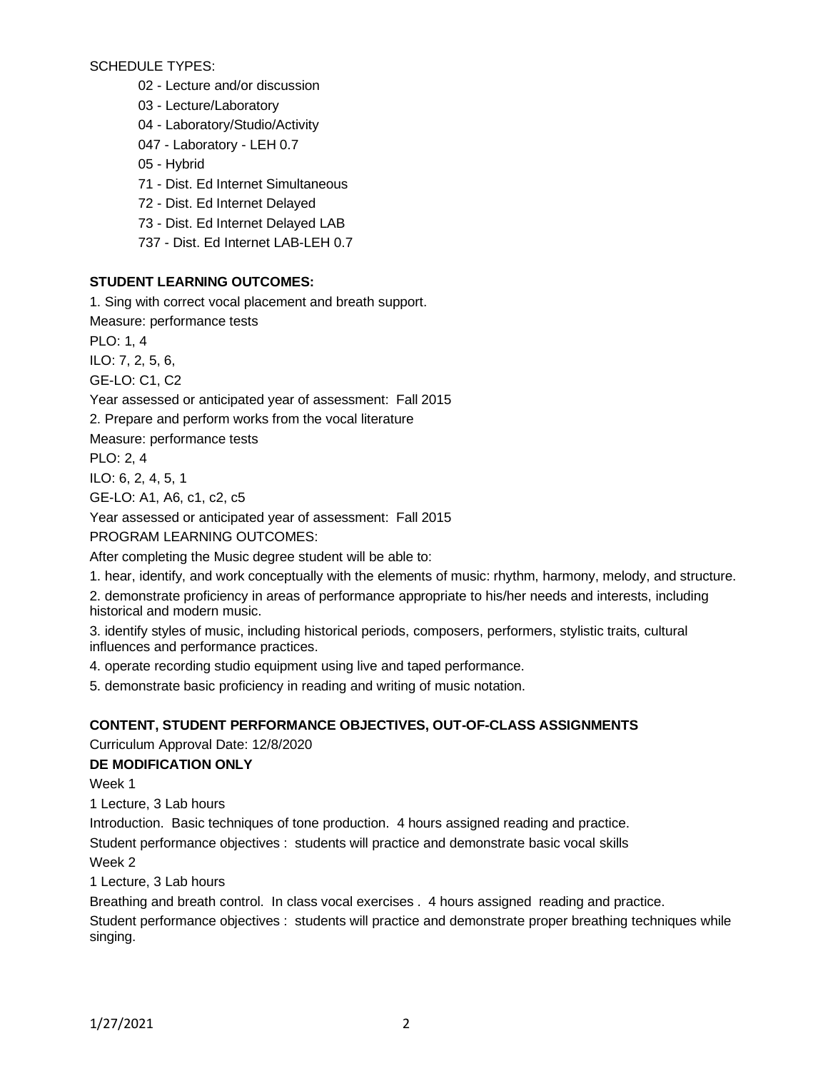SCHEDULE TYPES:

- 02 - Lecture and/or discussion
- 03 - Lecture/Laboratory
- 04 - Laboratory/Studio/Activity
- 047 - Laboratory - LEH 0.7
- 05 - Hybrid
- 71 - Dist. Ed Internet Simultaneous
- 72 - Dist. Ed Internet Delayed
- 73 - Dist. Ed Internet Delayed LAB
- 737 - Dist. Ed Internet LAB-LEH 0.7

**STUDENT LEARNING OUTCOMES:**

1. Sing with correct vocal placement and breath support.

Measure: performance tests

PLO: 1, 4

ILO: 7, 2, 5, 6,

GE-LO: C1, C2

Year assessed or anticipated year of assessment: Fall 2015

2. Prepare and perform works from the vocal literature

Measure: performance tests

PLO: 2, 4

ILO: 6, 2, 4, 5, 1

GE-LO: A1, A6, c1, c2, c5

Year assessed or anticipated year of assessment: Fall 2015

PROGRAM LEARNING OUTCOMES:

After completing the Music degree student will be able to:

1. hear, identify, and work conceptually with the elements of music: rhythm, harmony, melody, and structure.
2. demonstrate proficiency in areas of performance appropriate to his/her needs and interests, including historical and modern music.
3. identify styles of music, including historical periods, composers, performers, stylistic traits, cultural influences and performance practices.
4. operate recording studio equipment using live and taped performance.
5. demonstrate basic proficiency in reading and writing of music notation.

**CONTENT, STUDENT PERFORMANCE OBJECTIVES, OUT-OF-CLASS ASSIGNMENTS**

Curriculum Approval Date: 12/8/2020

**DE MODIFICATION ONLY**

Week 1

1 Lecture, 3 Lab hours

Introduction. Basic techniques of tone production. 4 hours assigned reading and practice.

Student performance objectives : students will practice and demonstrate basic vocal skills

Week 2

1 Lecture, 3 Lab hours

Breathing and breath control. In class vocal exercises . 4 hours assigned reading and practice.

Student performance objectives : students will practice and demonstrate proper breathing techniques while singing.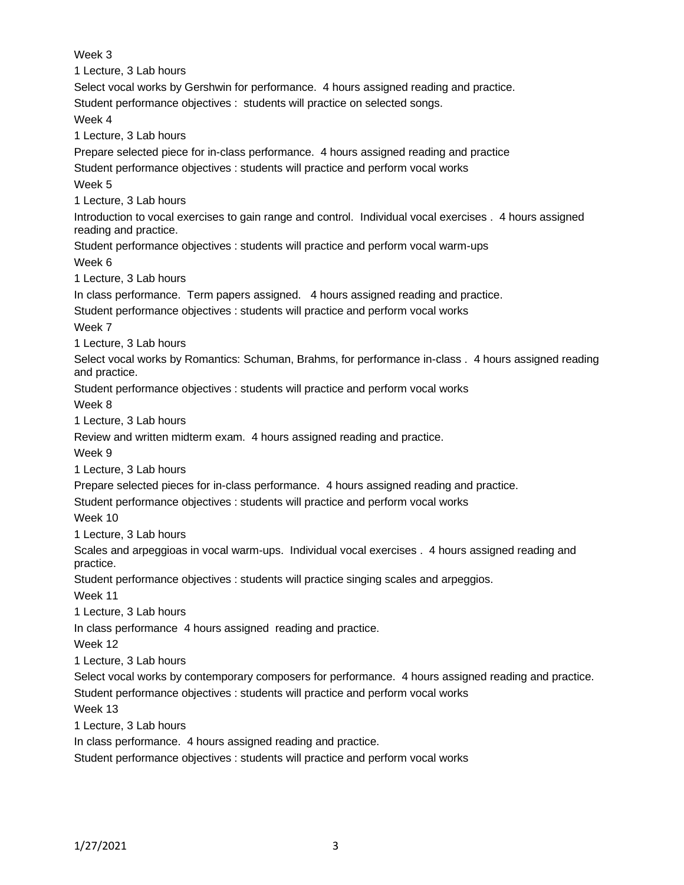Week 3

1 Lecture, 3 Lab hours

Select vocal works by Gershwin for performance.  4 hours assigned reading and practice.

Student performance objectives :  students will practice on selected songs.

Week 4

1 Lecture, 3 Lab hours

Prepare selected piece for in-class performance.  4 hours assigned reading and practice

Student performance objectives : students will practice and perform vocal works

Week 5

1 Lecture, 3 Lab hours

Introduction to vocal exercises to gain range and control.  Individual vocal exercises .  4 hours assigned reading and practice.

Student performance objectives : students will practice and perform vocal warm-ups

Week 6

1 Lecture, 3 Lab hours

In class performance.  Term papers assigned.   4 hours assigned reading and practice.

Student performance objectives : students will practice and perform vocal works

Week 7

1 Lecture, 3 Lab hours

Select vocal works by Romantics: Schuman, Brahms, for performance in-class .  4 hours assigned reading and practice.

Student performance objectives : students will practice and perform vocal works

Week 8

1 Lecture, 3 Lab hours

Review and written midterm exam.  4 hours assigned reading and practice.

Week 9

1 Lecture, 3 Lab hours

Prepare selected pieces for in-class performance.  4 hours assigned reading and practice.

Student performance objectives : students will practice and perform vocal works

Week 10

1 Lecture, 3 Lab hours

Scales and arpeggioas in vocal warm-ups.  Individual vocal exercises .  4 hours assigned reading and practice.

Student performance objectives : students will practice singing scales and arpeggios.

Week 11

1 Lecture, 3 Lab hours

In class performance  4 hours assigned  reading and practice.

Week 12

1 Lecture, 3 Lab hours

Select vocal works by contemporary composers for performance.  4 hours assigned reading and practice.

Student performance objectives : students will practice and perform vocal works

Week 13

1 Lecture, 3 Lab hours

In class performance.  4 hours assigned reading and practice.

Student performance objectives : students will practice and perform vocal works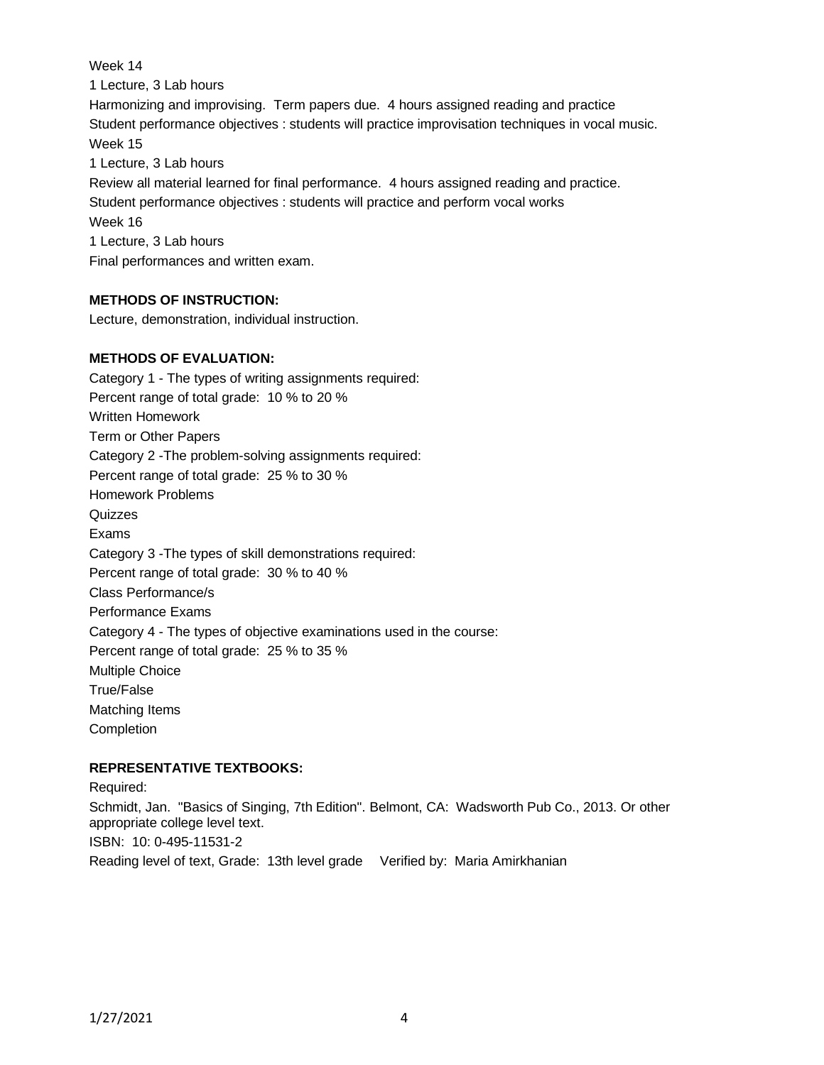Week 14

1 Lecture, 3 Lab hours

Harmonizing and improvising. Term papers due. 4 hours assigned reading and practice

Student performance objectives : students will practice improvisation techniques in vocal music.

Week 15

1 Lecture, 3 Lab hours

Review all material learned for final performance. 4 hours assigned reading and practice.

Student performance objectives : students will practice and perform vocal works

Week 16

1 Lecture, 3 Lab hours

Final performances and written exam.

**METHODS OF INSTRUCTION:**

Lecture, demonstration, individual instruction.

**METHODS OF EVALUATION:**

Category 1 - The types of writing assignments required:

Percent range of total grade: 10 % to 20 %

Written Homework

Term or Other Papers

Category 2 -The problem-solving assignments required:

Percent range of total grade: 25 % to 30 %

Homework Problems

Quizzes

Exams

Category 3 -The types of skill demonstrations required:

Percent range of total grade: 30 % to 40 %

Class Performance/s

Performance Exams

Category 4 - The types of objective examinations used in the course:

Percent range of total grade: 25 % to 35 %

Multiple Choice

True/False

Matching Items

Completion

**REPRESENTATIVE TEXTBOOKS:**

Required:

Schmidt, Jan. "Basics of Singing, 7th Edition". Belmont, CA: Wadsworth Pub Co., 2013. Or other appropriate college level text.

ISBN: 10: 0-495-11531-2

Reading level of text, Grade: 13th level grade Verified by: Maria Amirkhanian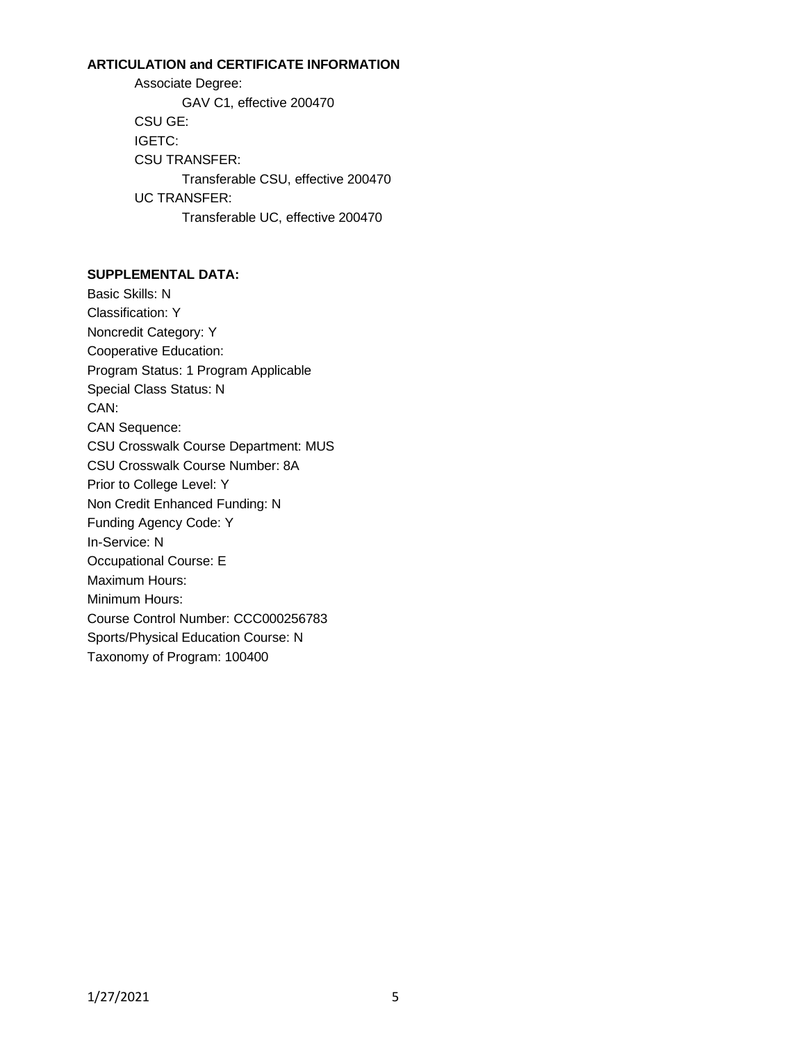**ARTICULATION and CERTIFICATE INFORMATION**

Associate Degree:

GAV C1, effective 200470

CSU GE:

IGETC:

CSU TRANSFER:

Transferable CSU, effective 200470

UC TRANSFER:

Transferable UC, effective 200470

**SUPPLEMENTAL DATA:**

Basic Skills: N
Classification: Y
Noncredit Category: Y
Cooperative Education:
Program Status: 1 Program Applicable
Special Class Status: N
CAN:
CAN Sequence:
CSU Crosswalk Course Department: MUS
CSU Crosswalk Course Number: 8A
Prior to College Level: Y
Non Credit Enhanced Funding: N
Funding Agency Code: Y
In-Service: N
Occupational Course: E
Maximum Hours:
Minimum Hours:
Course Control Number: CCC000256783
Sports/Physical Education Course: N
Taxonomy of Program: 100400